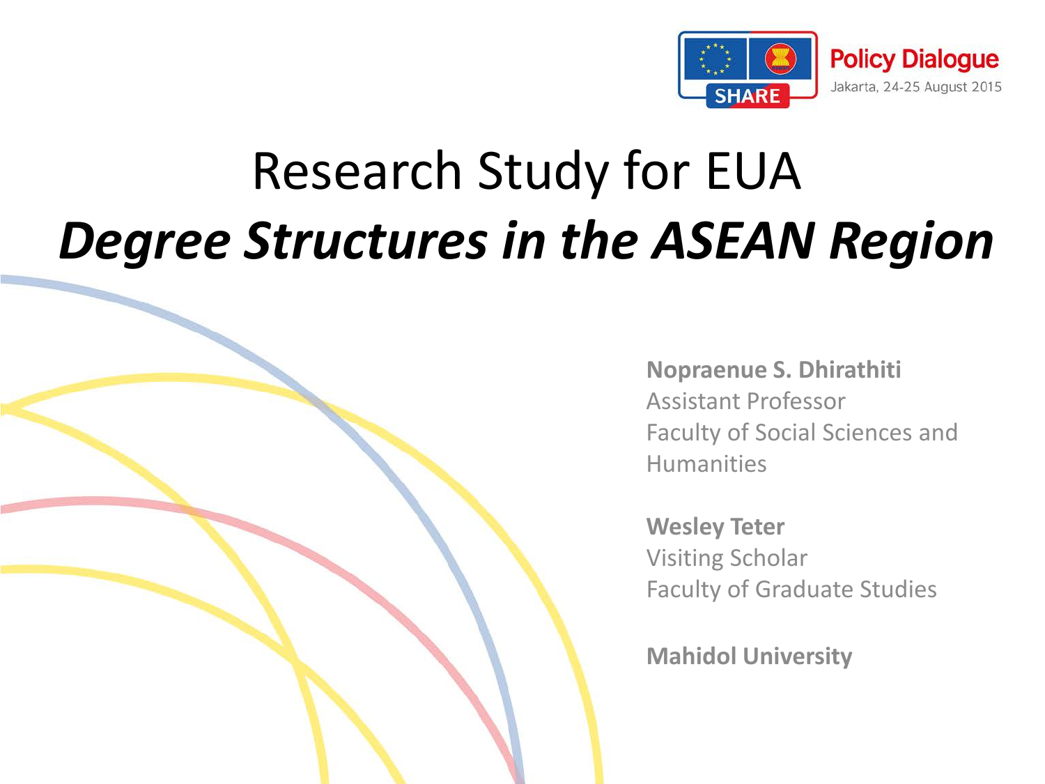Policy Dialogue
Jakarta, 24-25 August 2015

# Research Study for EUA
# *Degree Structures in the ASEAN Region*

**Nopraenue S. Dhirathiti**
Assistant Professor
Faculty of Social Sciences and Humanities

**Wesley Teter**
Visiting Scholar
Faculty of Graduate Studies

**Mahidol University**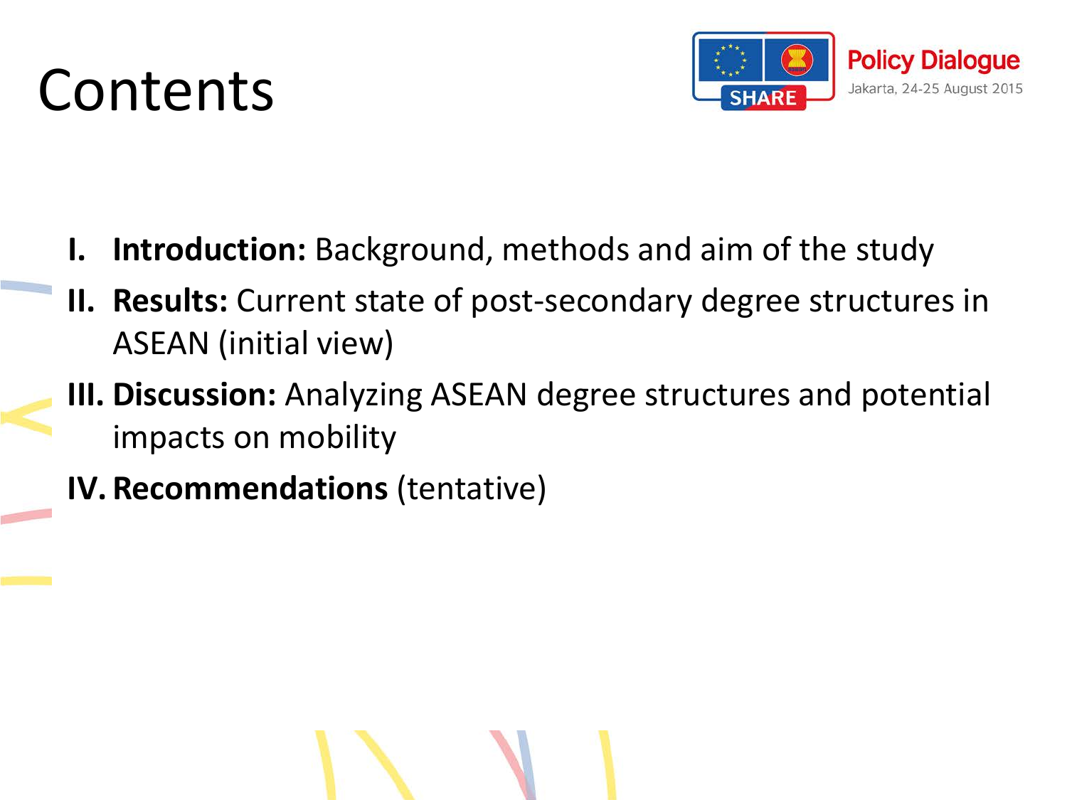# Contents

I. **Introduction:** Background, methods and aim of the study
II. **Results:** Current state of post-secondary degree structures in ASEAN (initial view)
III. **Discussion:** Analyzing ASEAN degree structures and potential impacts on mobility
IV. **Recommendations** (tentative)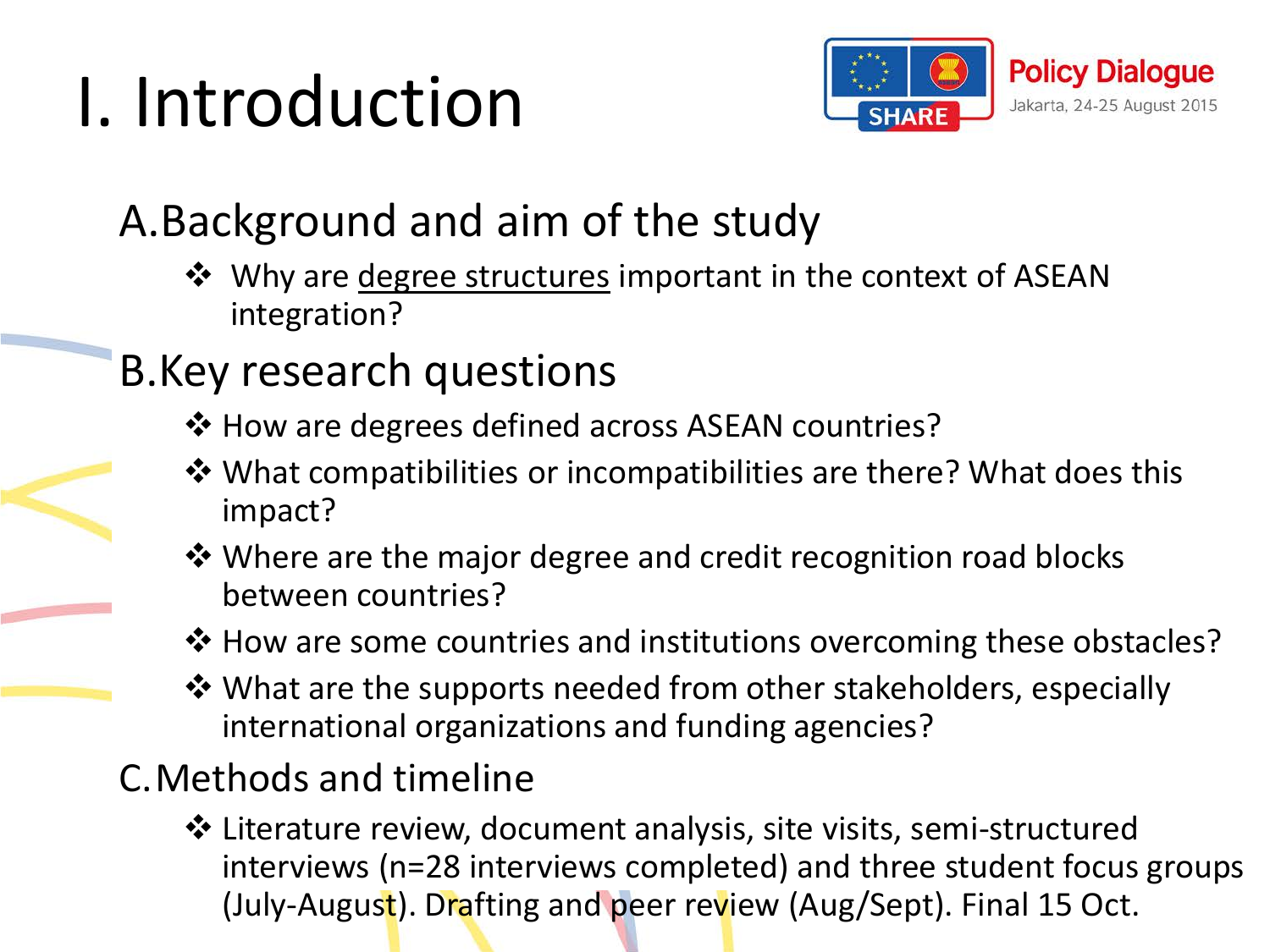# I. Introduction

## A. Background and aim of the study

- Why are degree structures important in the context of ASEAN integration?

## B. Key research questions

- How are degrees defined across ASEAN countries?
- What compatibilities or incompatibilities are there? What does this impact?
- Where are the major degree and credit recognition road blocks between countries?
- How are some countries and institutions overcoming these obstacles?
- What are the supports needed from other stakeholders, especially international organizations and funding agencies?

## C. Methods and timeline

- Literature review, document analysis, site visits, semi-structured interviews (n=28 interviews completed) and three student focus groups (July-August). Drafting and peer review (Aug/Sept). Final 15 Oct.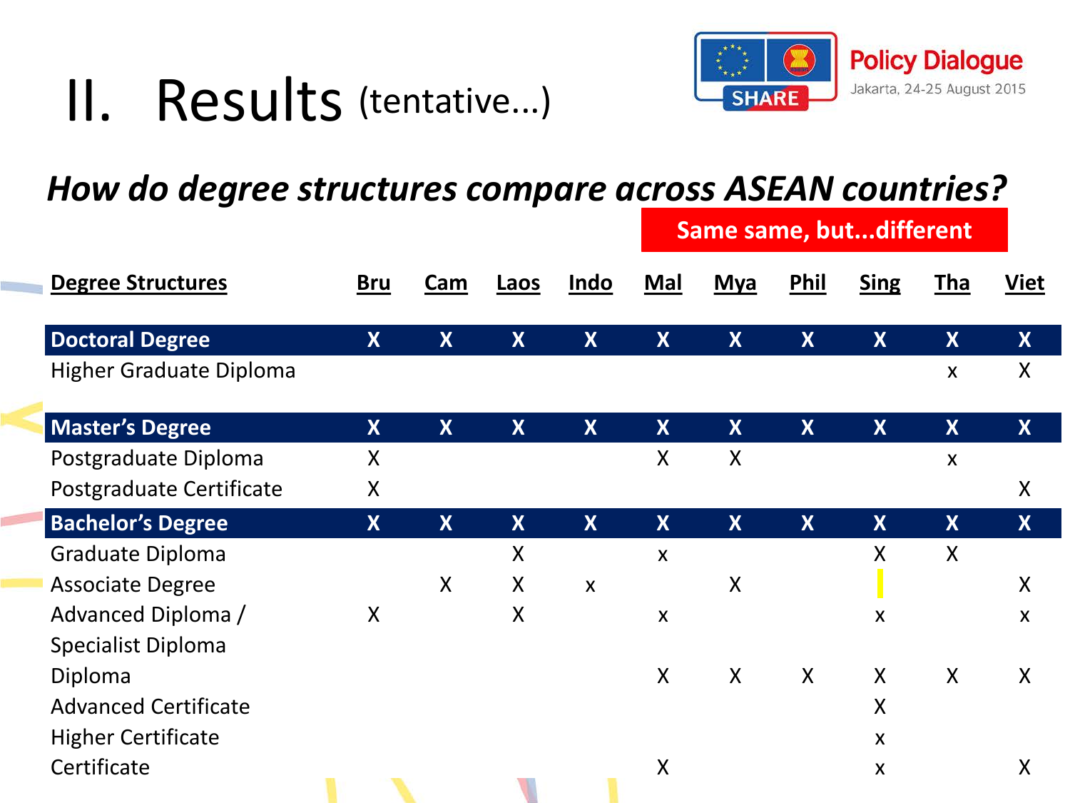# II. Results (tentative...)

Policy Dialogue
Jakarta, 24-25 August 2015

## *How do degree structures compare across ASEAN countries?*

**Same same, but...different**

| Degree Structures | Bru | Cam | Laos | Indo | Mal | Mya | Phil | Sing | Tha | Viet |
|---|---|---|---|---|---|---|---|---|---|---|
| **Doctoral Degree** | X | X | X | X | X | X | X | X | X | X |
| Higher Graduate Diploma | | | | | | | | | x | X |
| **Master's Degree** | X | X | X | X | X | X | X | X | X | X |
| Postgraduate Diploma | X | | | | X | X | | | x | |
| Postgraduate Certificate | X | | | | | | | | | X |
| **Bachelor's Degree** | X | X | X | X | X | X | X | X | X | X |
| Graduate Diploma | | | X | | x | | | X | X | |
| Associate Degree | | X | X | x | | X | | | | X |
| Advanced Diploma / Specialist Diploma | X | | X | | x | | | x | | x |
| Diploma | | | | | X | X | X | X | X | X |
| Advanced Certificate | | | | | | | | X | | |
| Higher Certificate | | | | | | | | x | | |
| Certificate | | | | | X | | | x | | X |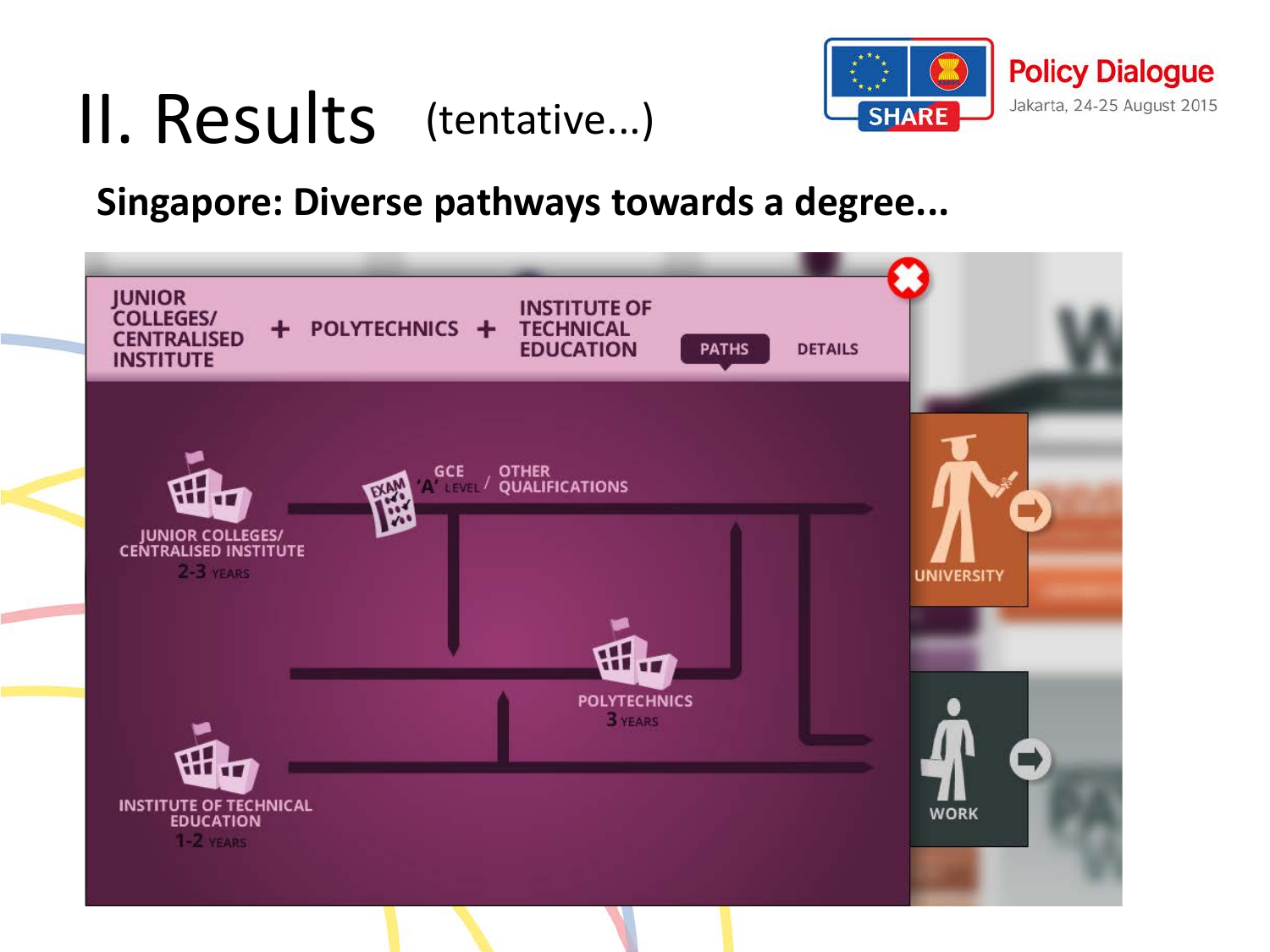# II. Results (tentative...)

Policy Dialogue
Jakarta, 24-25 August 2015

## Singapore: Diverse pathways towards a degree...

JUNIOR COLLEGES/ CENTRALISED INSTITUTE + POLYTECHNICS + INSTITUTE OF TECHNICAL EDUCATION

PATHS | DETAILS

EXAM

GCE 'A' LEVEL / OTHER QUALIFICATIONS

JUNIOR COLLEGES/ CENTRALISED INSTITUTE
2-3 YEARS

POLYTECHNICS
3 YEARS

INSTITUTE OF TECHNICAL EDUCATION
1-2 YEARS

UNIVERSITY

WORK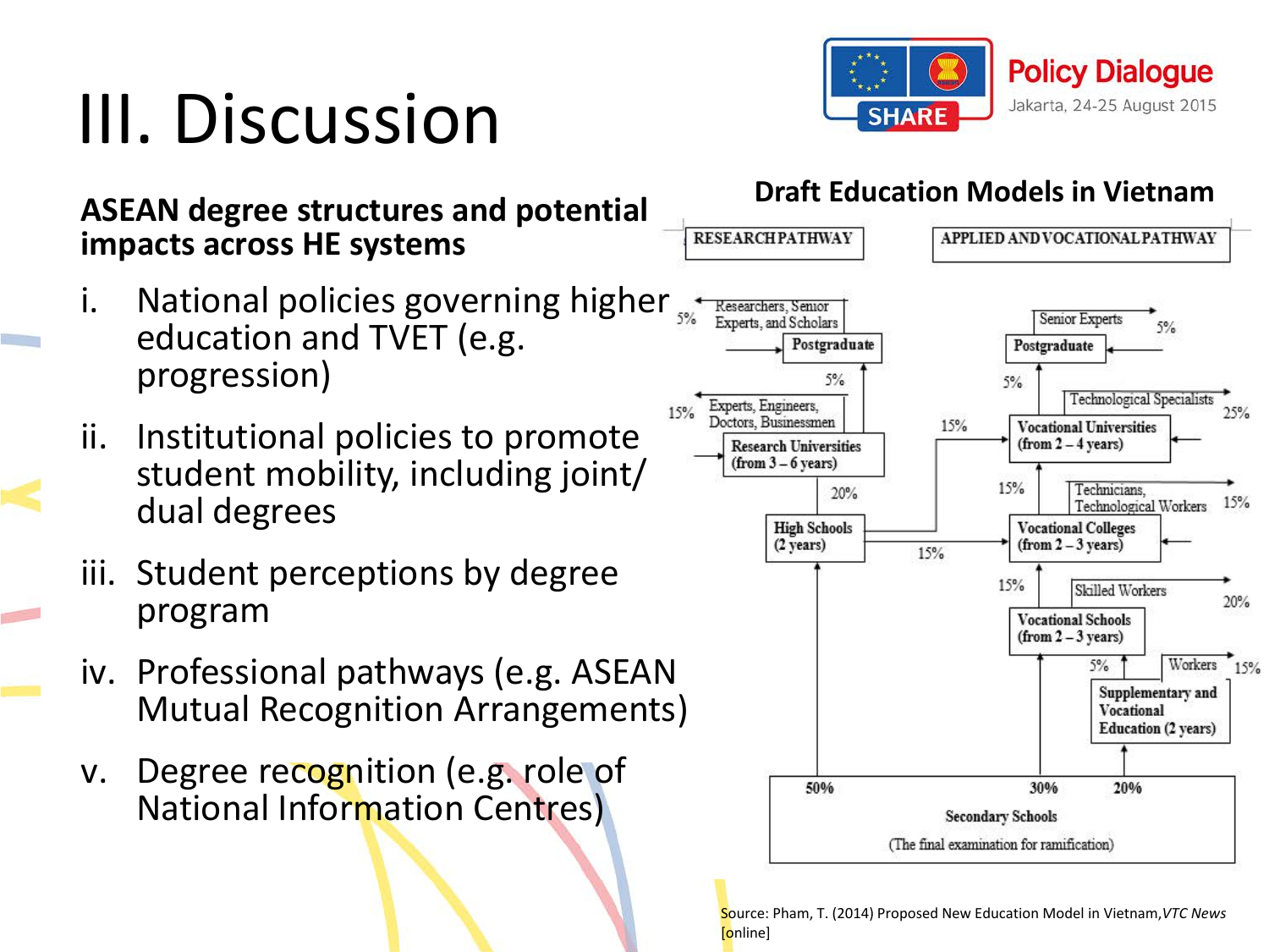# III. Discussion

**ASEAN degree structures and potential impacts across HE systems**

i. National policies governing higher education and TVET (e.g. progression)

ii. Institutional policies to promote student mobility, including joint/ dual degrees

iii. Student perceptions by degree program

iv. Professional pathways (e.g. ASEAN Mutual Recognition Arrangements)

v. Degree recognition (e.g. role of National Information Centres)

**Draft Education Models in Vietnam**

RESEARCH PATHWAY

APPLIED AND VOCATIONAL PATHWAY

5% Researchers, Senior Experts, and Scholars

Postgraduate

5%

15% Experts, Engineers, Doctors, Businessmen

Research Universities (from 3 – 6 years)

20%

High Schools (2 years)

15%

15%

Senior Experts 5%

Postgraduate

5%

Technological Specialists 25%

Vocational Universities (from 2 – 4 years)

15%

Technicians, Technological Workers 15%

Vocational Colleges (from 2 – 3 years)

15%

Skilled Workers 20%

Vocational Schools (from 2 – 3 years)

5%

Workers 15%

Supplementary and Vocational Education (2 years)

50% 30% 20%

Secondary Schools

(The final examination for ramification)

Source: Pham, T. (2014) Proposed New Education Model in Vietnam, *VTC News* [online]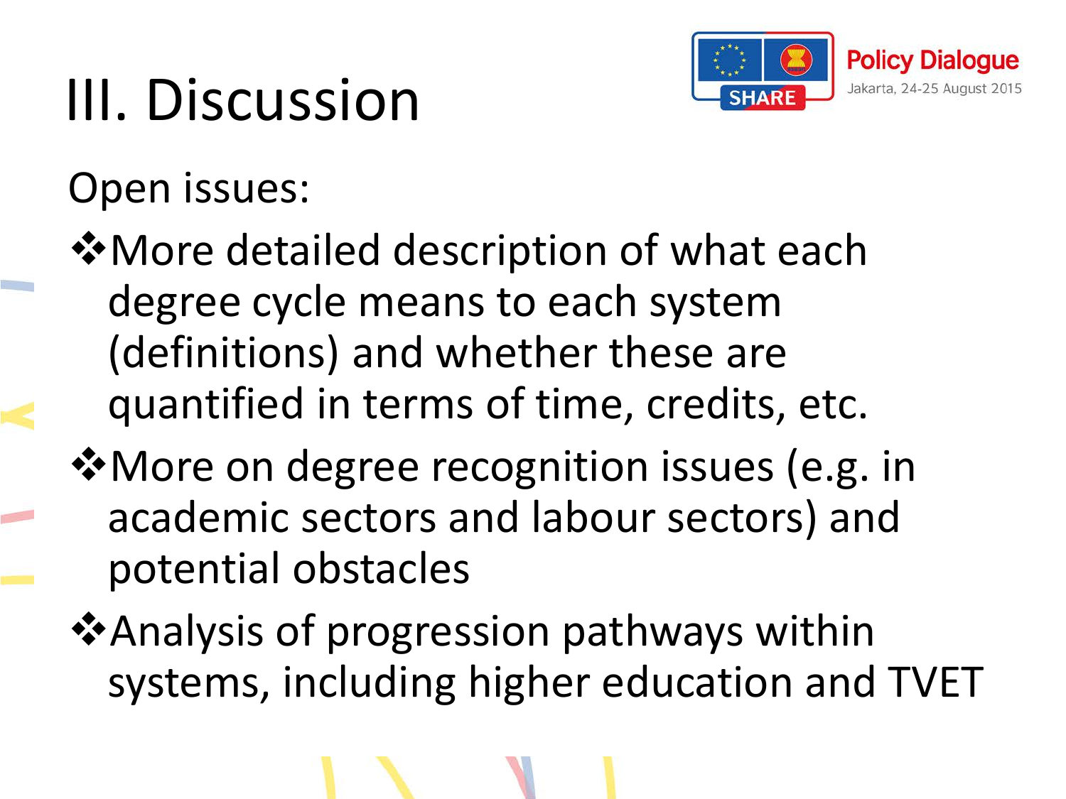# III. Discussion

Open issues:

- More detailed description of what each degree cycle means to each system (definitions) and whether these are quantified in terms of time, credits, etc.
- More on degree recognition issues (e.g. in academic sectors and labour sectors) and potential obstacles
- Analysis of progression pathways within systems, including higher education and TVET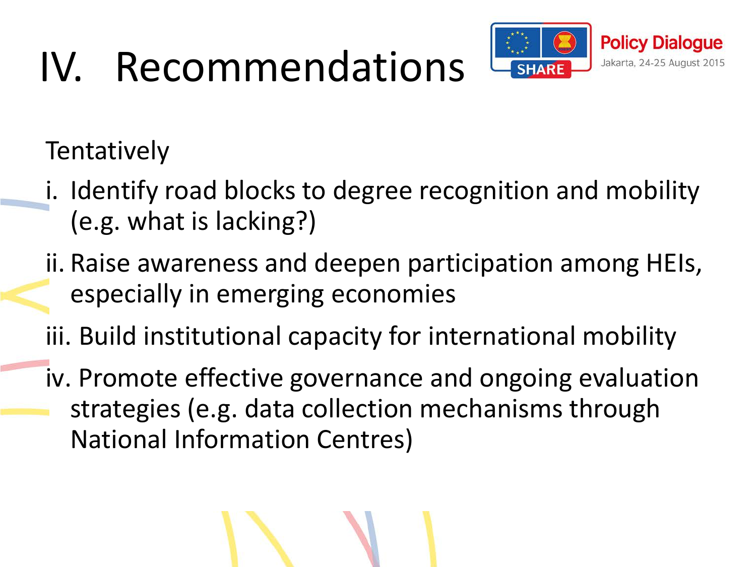# IV. Recommendations

Tentatively

i. Identify road blocks to degree recognition and mobility (e.g. what is lacking?)

ii. Raise awareness and deepen participation among HEIs, especially in emerging economies

iii. Build institutional capacity for international mobility

iv. Promote effective governance and ongoing evaluation strategies (e.g. data collection mechanisms through National Information Centres)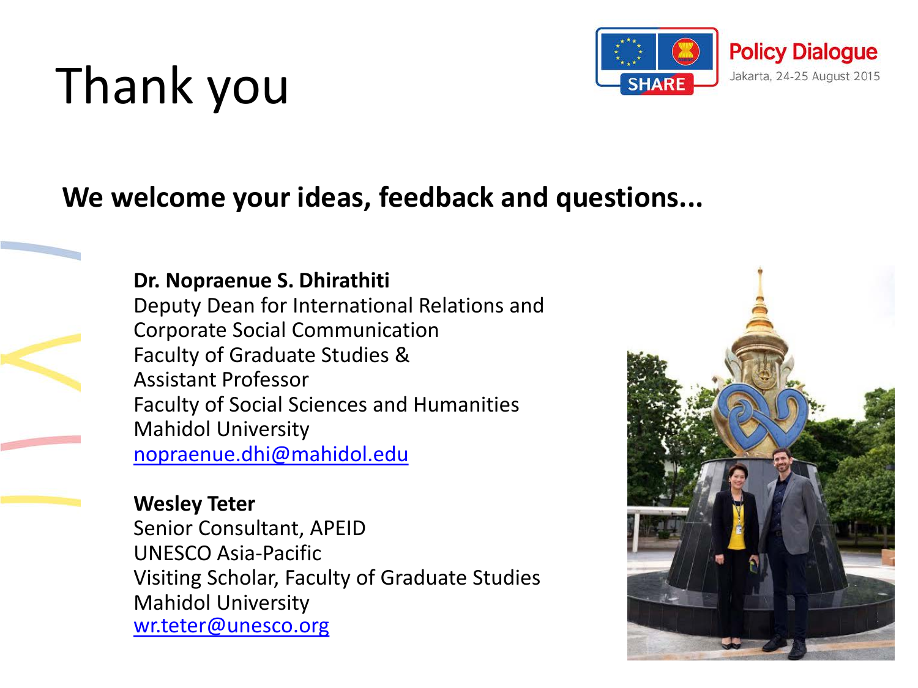# Thank you

**We welcome your ideas, feedback and questions...**

**Dr. Nopraenue S. Dhirathiti**
Deputy Dean for International Relations and Corporate Social Communication
Faculty of Graduate Studies &
Assistant Professor
Faculty of Social Sciences and Humanities
Mahidol University
nopraenue.dhi@mahidol.edu

**Wesley Teter**
Senior Consultant, APEID
UNESCO Asia-Pacific
Visiting Scholar, Faculty of Graduate Studies
Mahidol University
wr.teter@unesco.org